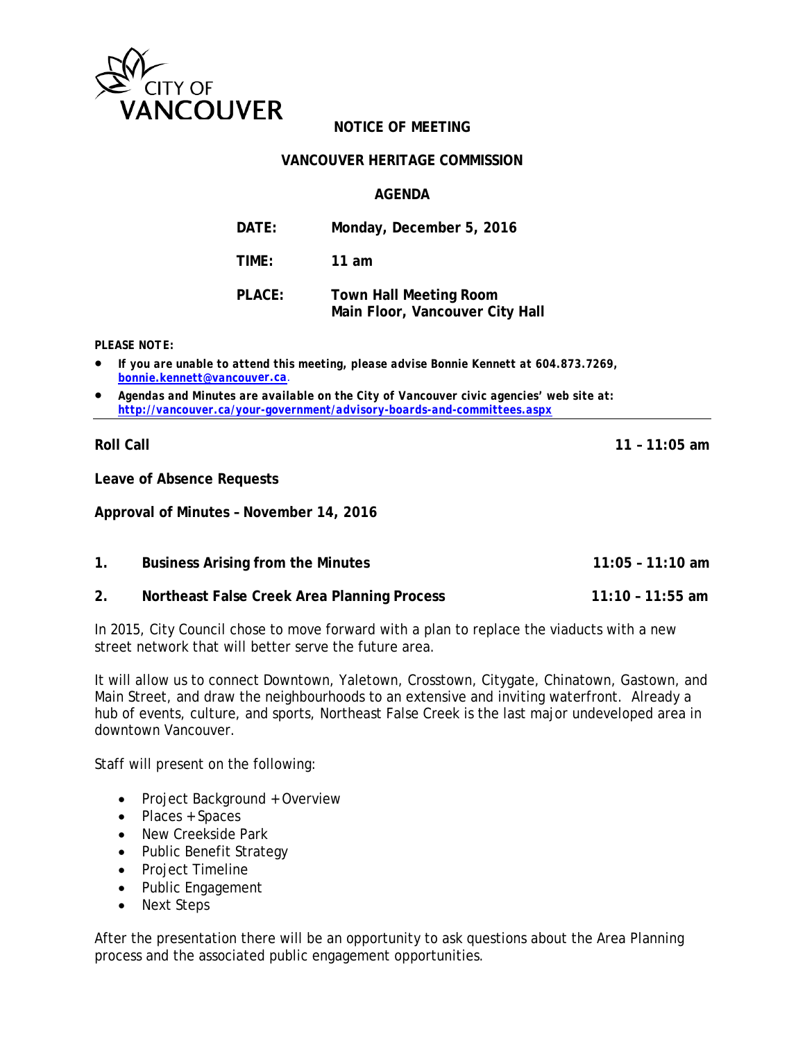CITY OF VANCOUVER

# NOTICE OF MEETING

## VANCOUVER HERITAGE COMMISSION

## AGENDA

**DATE:** Monday, December 5, 2016

**TIME:** 11 am

**PLACE:** Town Hall Meeting Room
Main Floor, Vancouver City Hall

***PLEASE NOTE:***

- ***If you are unable to attend this meeting, please advise Bonnie Kennett at 604.873.7269, [bonnie.kennett@vancouver.ca](mailto:bonnie.kennett@vancouver.ca).***
- ***Agendas and Minutes are available on the City of Vancouver civic agencies' web site at: [http://vancouver.ca/your-government/advisory-boards-and-committees.aspx](http://vancouver.ca/your-government/advisory-boards-and-committees.aspx)***

---

**Roll Call** — **11 – 11:05 am**

**Leave of Absence Requests**

**Approval of Minutes – November 14, 2016**

**1. Business Arising from the Minutes** — **11:05 – 11:10 am**

**2. Northeast False Creek Area Planning Process** — **11:10 – 11:55 am**

In 2015, City Council chose to move forward with a plan to replace the viaducts with a new street network that will better serve the future area.

It will allow us to connect Downtown, Yaletown, Crosstown, Citygate, Chinatown, Gastown, and Main Street, and draw the neighbourhoods to an extensive and inviting waterfront. Already a hub of events, culture, and sports, Northeast False Creek is the last major undeveloped area in downtown Vancouver.

Staff will present on the following:

- Project Background + Overview
- Places + Spaces
- New Creekside Park
- Public Benefit Strategy
- Project Timeline
- Public Engagement
- Next Steps

After the presentation there will be an opportunity to ask questions about the Area Planning process and the associated public engagement opportunities.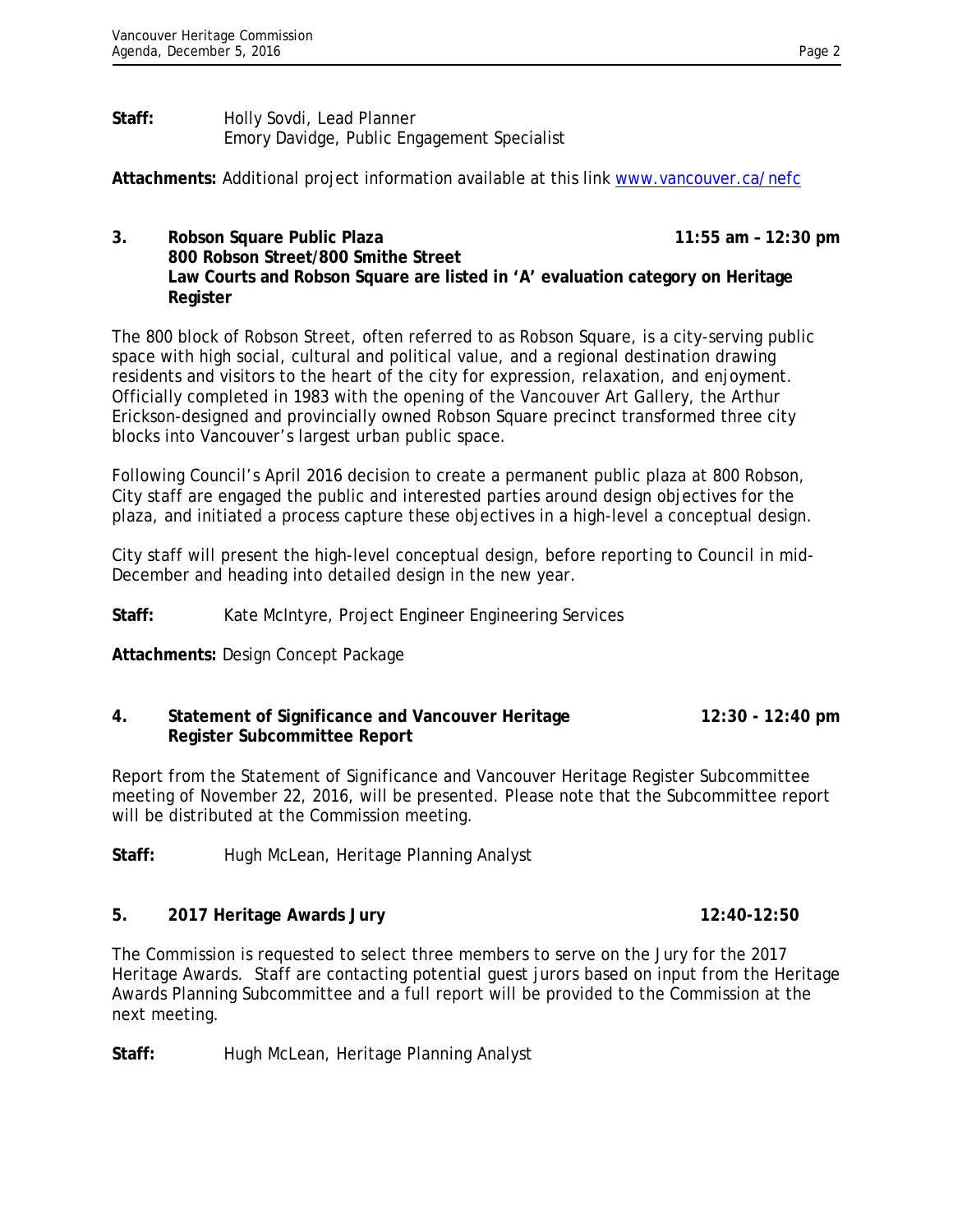**Staff:** Holly Sovdi, Lead Planner
Emory Davidge, Public Engagement Specialist

**Attachments:** Additional project information available at this link [www.vancouver.ca/nefc](www.vancouver.ca/nefc)

**3. Robson Square Public Plaza 11:55 am – 12:30 pm**
**800 Robson Street/800 Smithe Street**
**Law Courts and Robson Square are listed in 'A' evaluation category on Heritage Register**

The 800 block of Robson Street, often referred to as Robson Square, is a city-serving public space with high social, cultural and political value, and a regional destination drawing residents and visitors to the heart of the city for expression, relaxation, and enjoyment. Officially completed in 1983 with the opening of the Vancouver Art Gallery, the Arthur Erickson-designed and provincially owned Robson Square precinct transformed three city blocks into Vancouver's largest urban public space.

Following Council's April 2016 decision to create a permanent public plaza at 800 Robson, City staff are engaged the public and interested parties around design objectives for the plaza, and initiated a process capture these objectives in a high-level a conceptual design.

City staff will present the high-level conceptual design, before reporting to Council in mid-December and heading into detailed design in the new year.

**Staff:** Kate McIntyre, Project Engineer Engineering Services

**Attachments:** Design Concept Package

**4. Statement of Significance and Vancouver Heritage Register Subcommittee Report 12:30 - 12:40 pm**

Report from the Statement of Significance and Vancouver Heritage Register Subcommittee meeting of November 22, 2016, will be presented. Please note that the Subcommittee report will be distributed at the Commission meeting.

**Staff:** Hugh McLean, Heritage Planning Analyst

**5. 2017 Heritage Awards Jury 12:40-12:50**

The Commission is requested to select three members to serve on the Jury for the 2017 Heritage Awards. Staff are contacting potential guest jurors based on input from the Heritage Awards Planning Subcommittee and a full report will be provided to the Commission at the next meeting.

**Staff:** Hugh McLean, Heritage Planning Analyst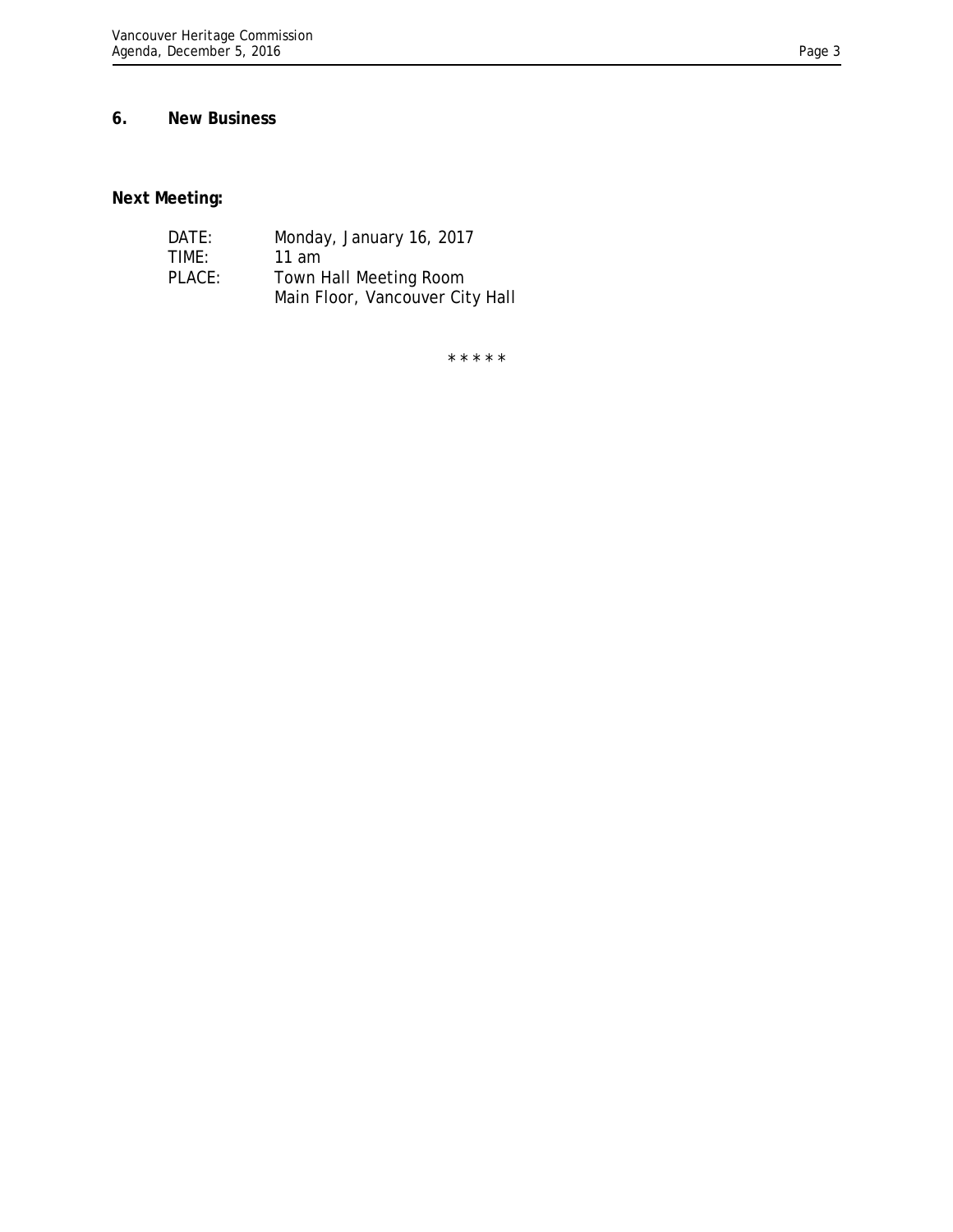## 6. New Business

**Next Meeting:**

| | |
|---|---|
| DATE: | Monday, January 16, 2017 |
| TIME: | 11 am |
| PLACE: | Town Hall Meeting Room<br>Main Floor, Vancouver City Hall |

\* \* \* \* \*